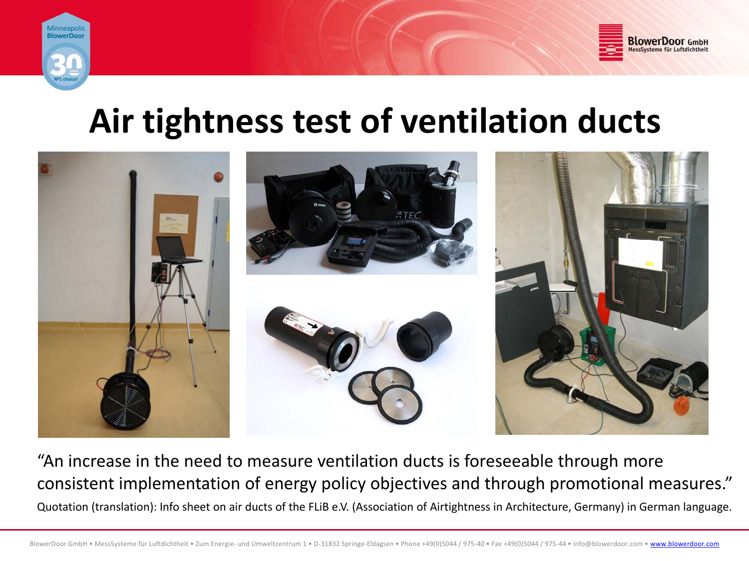# Air tightness test of ventilation ducts

"An increase in the need to measure ventilation ducts is foreseeable through more consistent implementation of energy policy objectives and through promotional measures."

Quotation (translation): Info sheet on air ducts of the FLiB e.V. (Association of Airtightness in Architecture, Germany) in German language.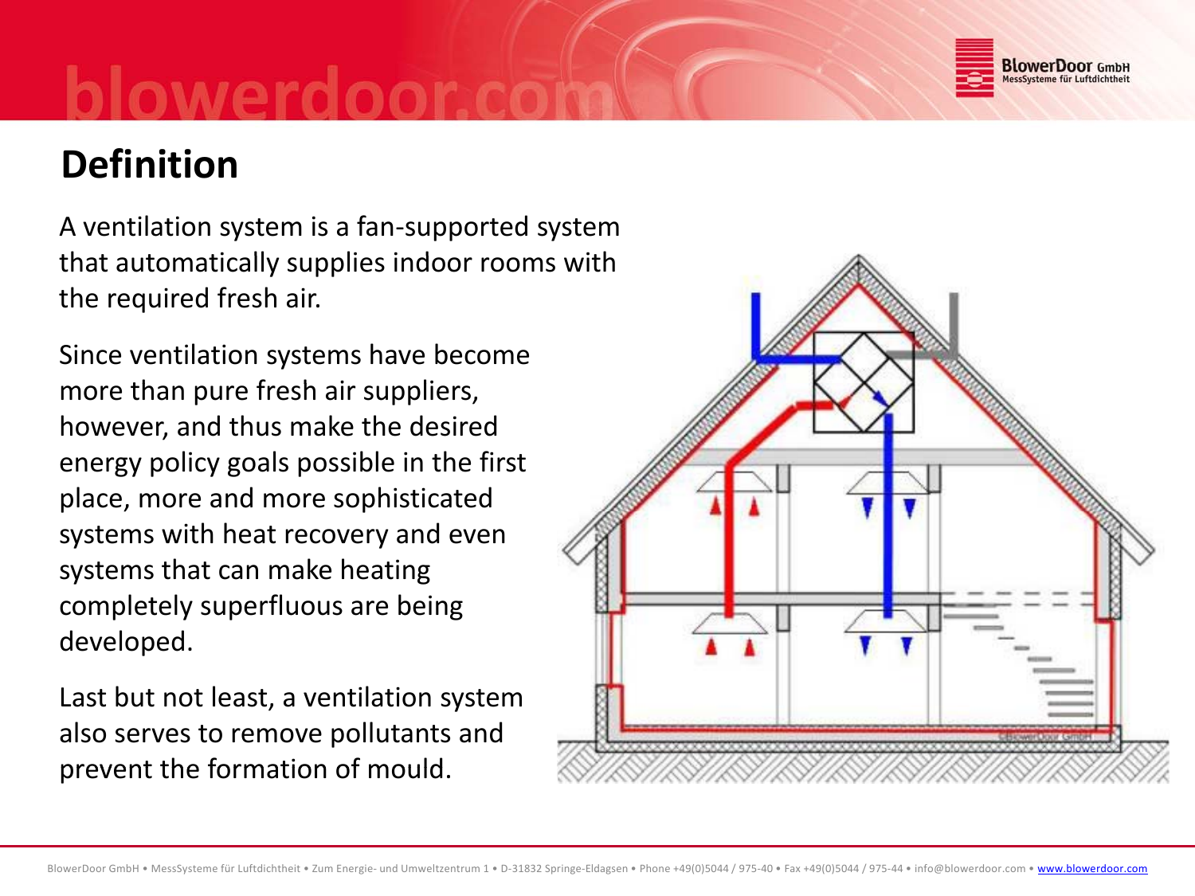# Definition

A ventilation system is a fan-supported system that automatically supplies indoor rooms with the required fresh air.

Since ventilation systems have become more than pure fresh air suppliers, however, and thus make the desired energy policy goals possible in the first place, more and more sophisticated systems with heat recovery and even systems that can make heating completely superfluous are being developed.

Last but not least, a ventilation system also serves to remove pollutants and prevent the formation of mould.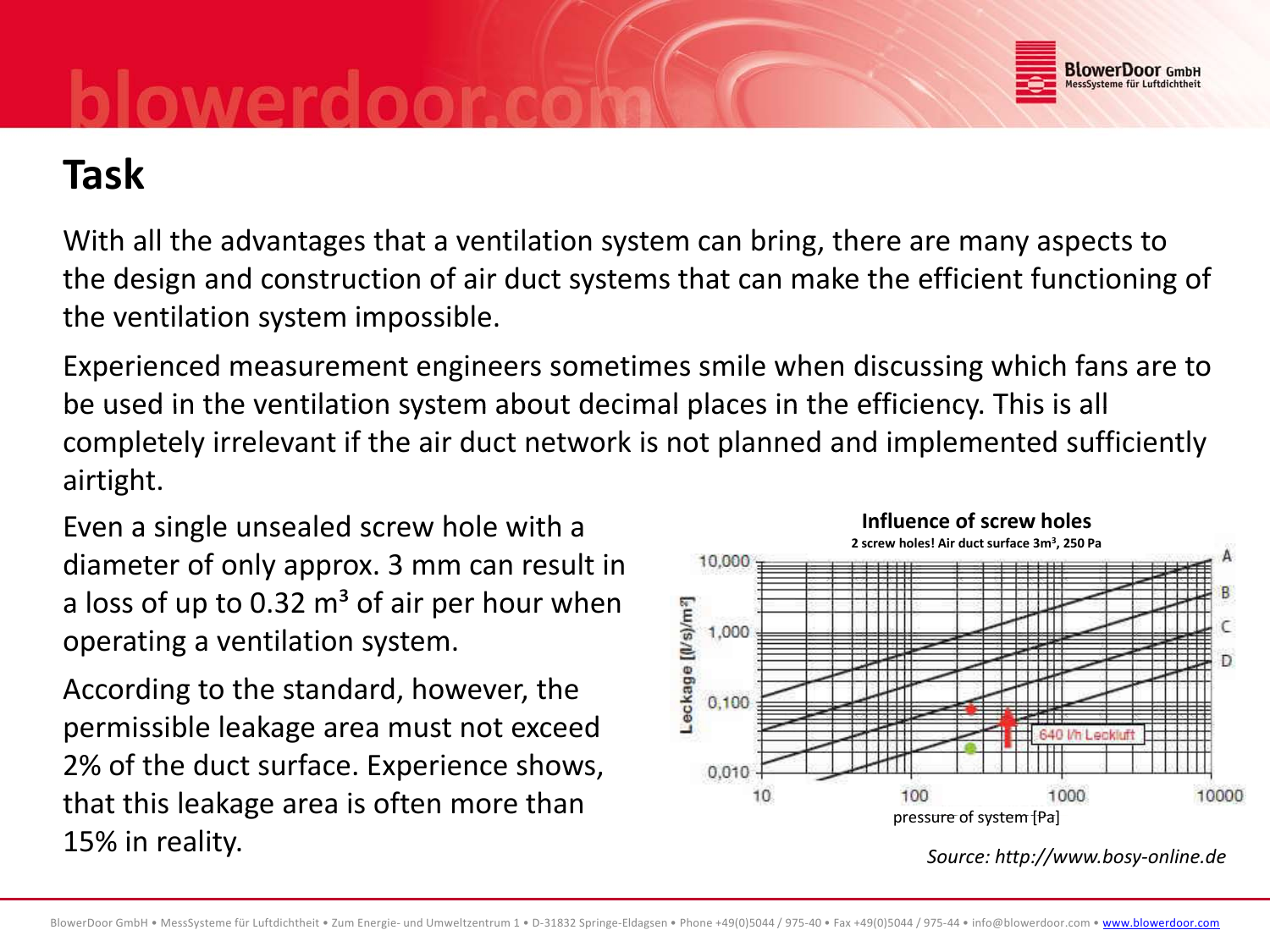# Task

With all the advantages that a ventilation system can bring, there are many aspects to the design and construction of air duct systems that can make the efficient functioning of the ventilation system impossible.

Experienced measurement engineers sometimes smile when discussing which fans are to be used in the ventilation system about decimal places in the efficiency. This is all completely irrelevant if the air duct network is not planned and implemented sufficiently airtight.

Even a single unsealed screw hole with a diameter of only approx. 3 mm can result in a loss of up to 0.32 m³ of air per hour when operating a ventilation system.

According to the standard, however, the permissible leakage area must not exceed 2% of the duct surface. Experience shows, that this leakage area is often more than 15% in reality.

**Influence of screw holes**

**2 screw holes! Air duct surface 3m³, 250 Pa**

Leckage [l/s)/m²]

10,000 · 1,000 · 0,100 · 0,010

A · B · C · D

640 l/h Leckluft

10 · 100 · 1000 · 10000

pressure of system [Pa]

*Source: http://www.bosy-online.de*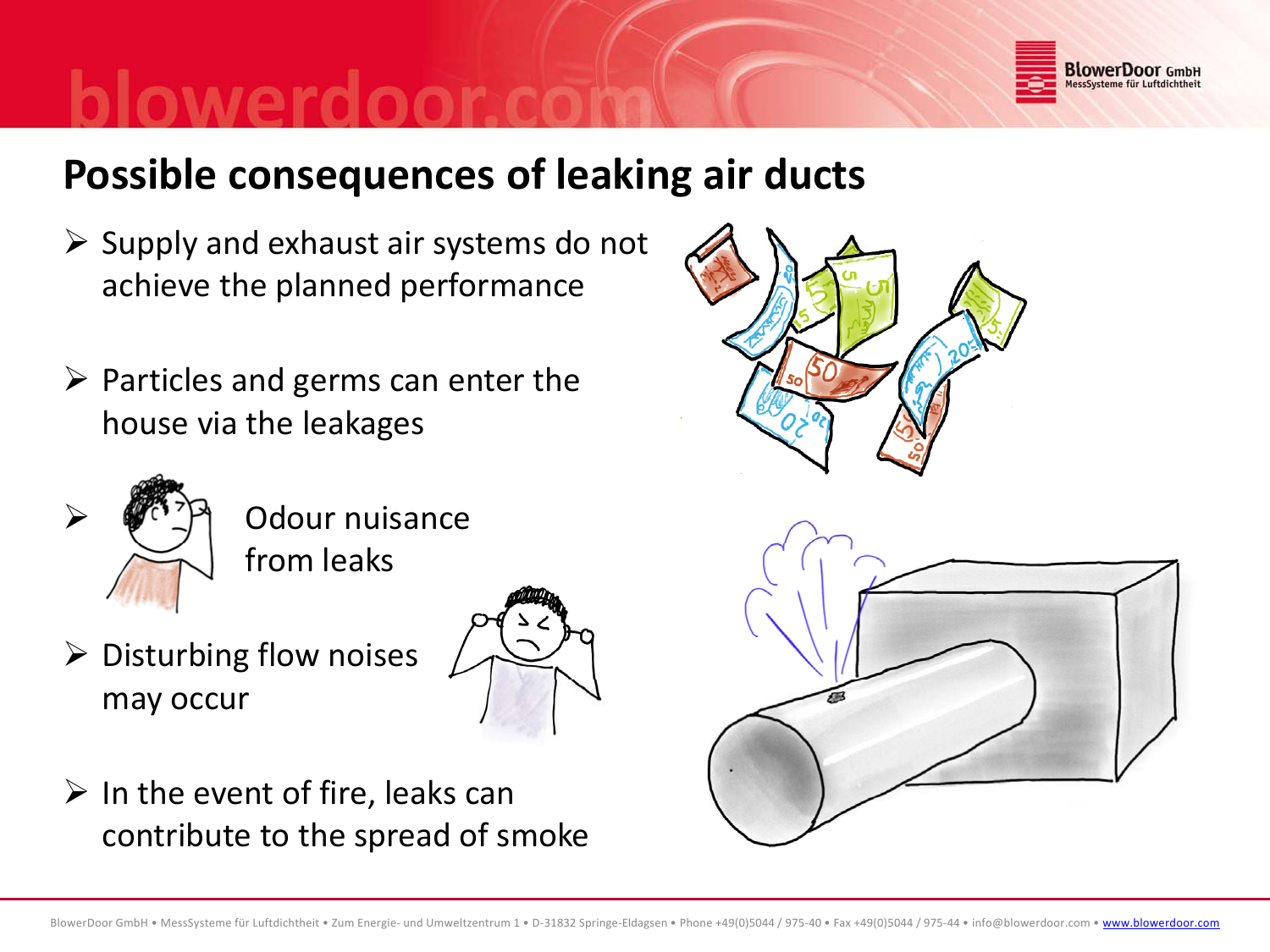## Possible consequences of leaking air ducts

- Supply and exhaust air systems do not achieve the planned performance
- Particles and germs can enter the house via the leakages
- Odour nuisance from leaks
- Disturbing flow noises may occur
- In the event of fire, leaks can contribute to the spread of smoke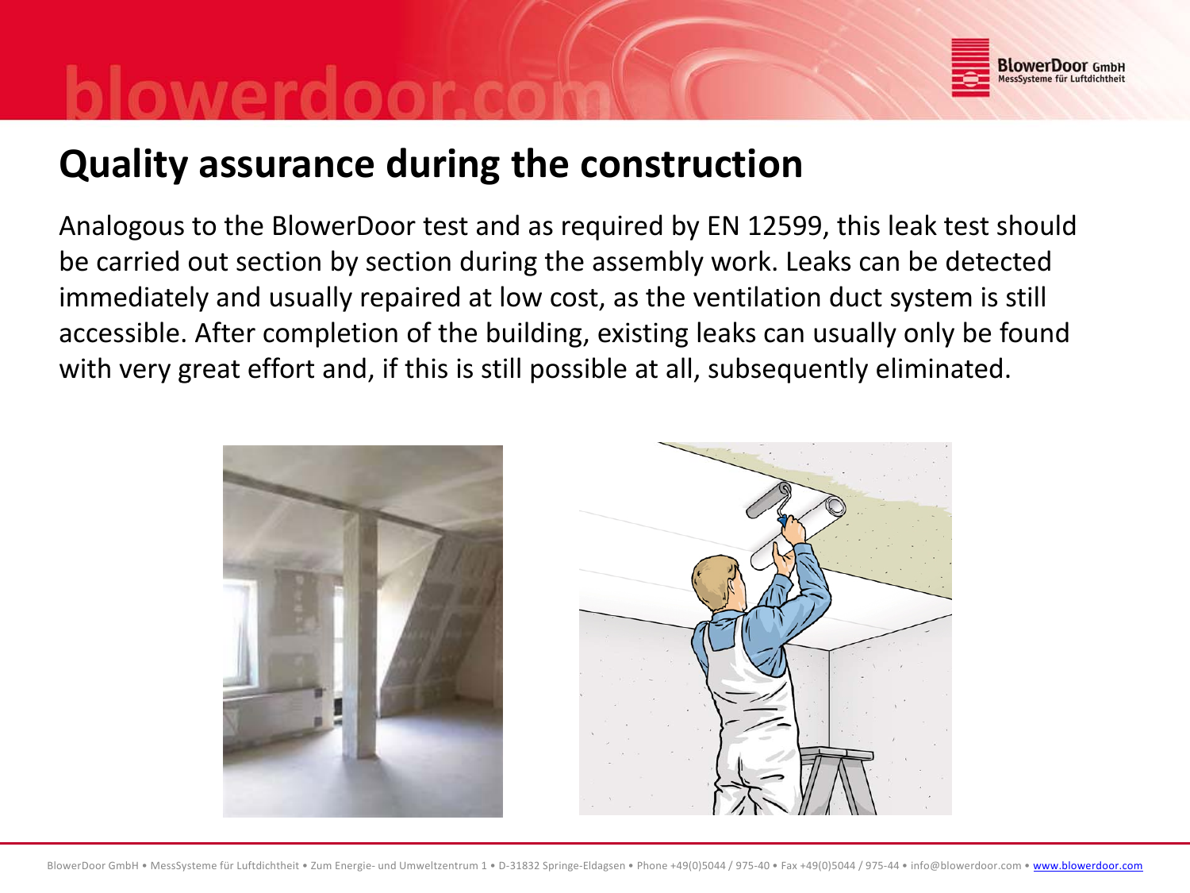## Quality assurance during the construction

Analogous to the BlowerDoor test and as required by EN 12599, this leak test should be carried out section by section during the assembly work. Leaks can be detected immediately and usually repaired at low cost, as the ventilation duct system is still accessible. After completion of the building, existing leaks can usually only be found with very great effort and, if this is still possible at all, subsequently eliminated.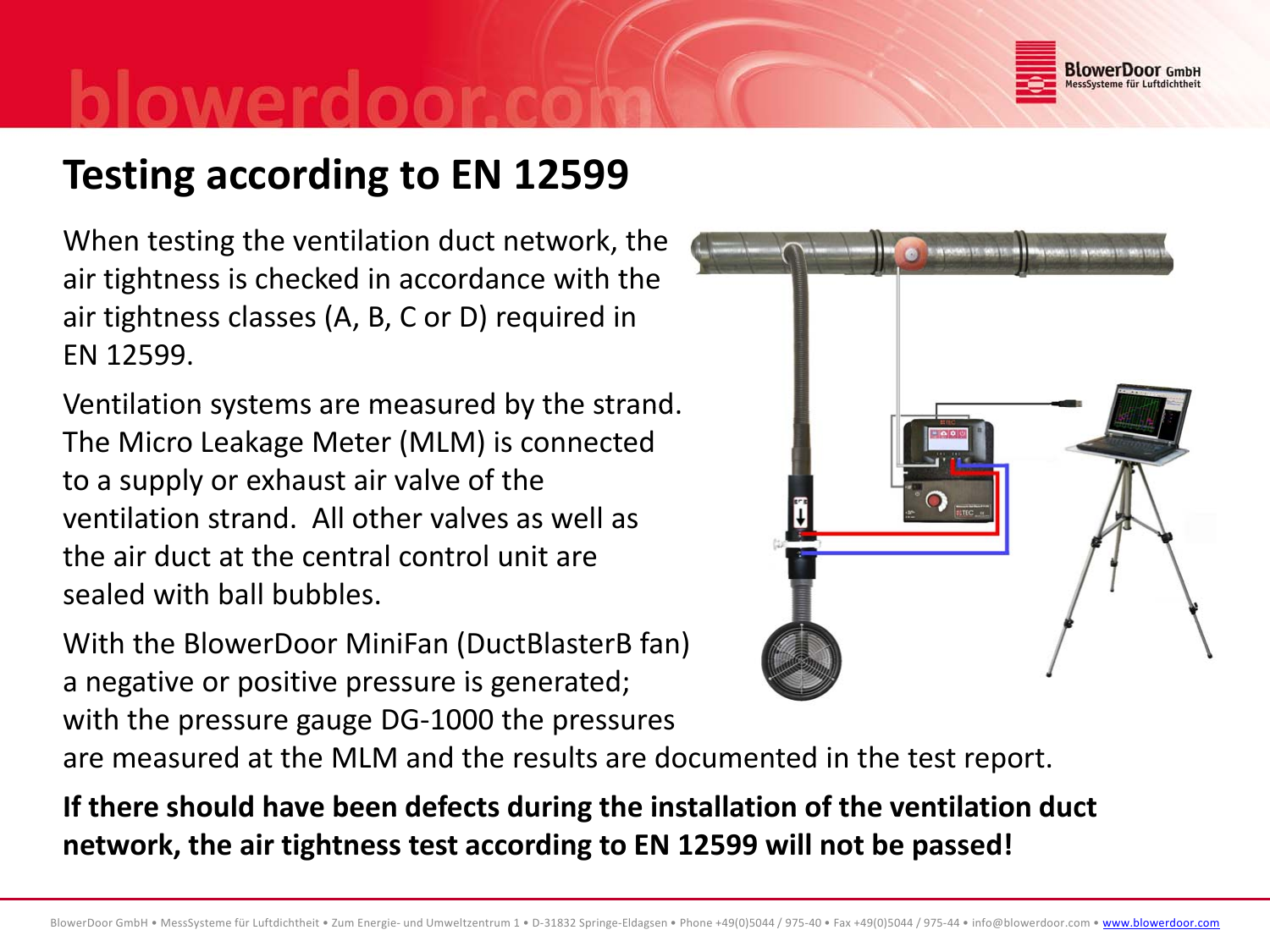# Testing according to EN 12599

When testing the ventilation duct network, the air tightness is checked in accordance with the air tightness classes (A, B, C or D) required in EN 12599.

Ventilation systems are measured by the strand. The Micro Leakage Meter (MLM) is connected to a supply or exhaust air valve of the ventilation strand. All other valves as well as the air duct at the central control unit are sealed with ball bubbles.

With the BlowerDoor MiniFan (DuctBlasterB fan) a negative or positive pressure is generated; with the pressure gauge DG-1000 the pressures are measured at the MLM and the results are documented in the test report.

**If there should have been defects during the installation of the ventilation duct network, the air tightness test according to EN 12599 will not be passed!**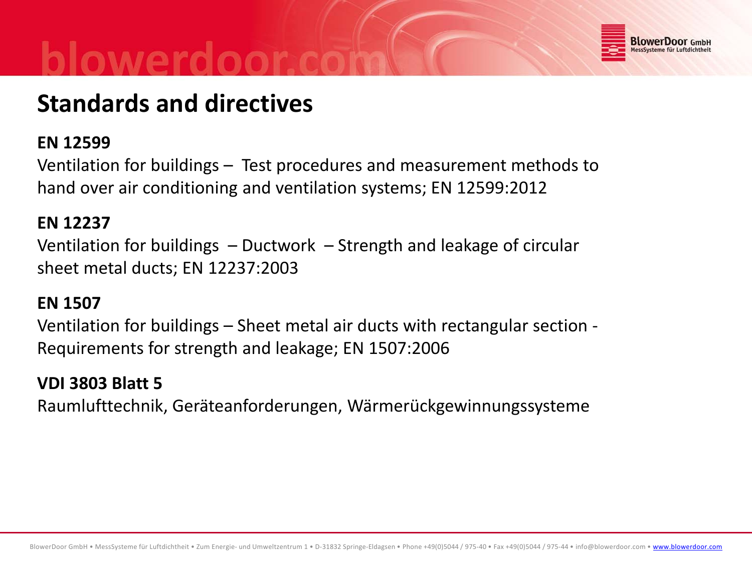# Standards and directives

**EN 12599**

Ventilation for buildings – Test procedures and measurement methods to hand over air conditioning and ventilation systems; EN 12599:2012

**EN 12237**

Ventilation for buildings – Ductwork – Strength and leakage of circular sheet metal ducts; EN 12237:2003

**EN 1507**

Ventilation for buildings – Sheet metal air ducts with rectangular section - Requirements for strength and leakage; EN 1507:2006

**VDI 3803 Blatt 5**

Raumlufttechnik, Geräteanforderungen, Wärmerückgewinnungssysteme